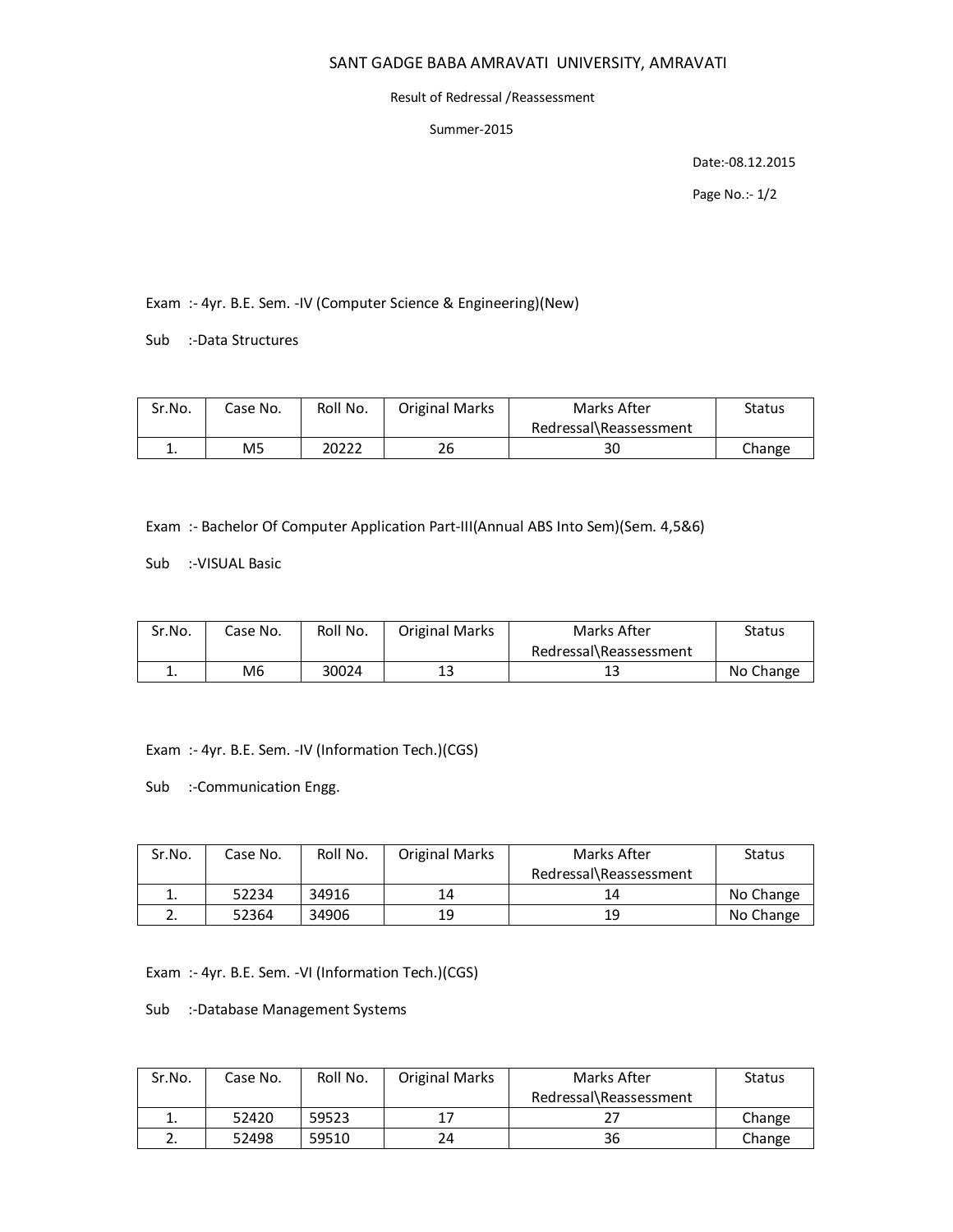# SANT GADGE BABA AMRAVATI UNIVERSITY, AMRAVATI

Result of Redressal /Reassessment

Summer-2015

Date:-08.12.2015

Page No.:- 1/2

Exam :- 4yr. B.E. Sem. -IV (Computer Science & Engineering)(New)

Sub :-Data Structures

| Sr.No. | Case No. | Roll No. | Original Marks | Marks After Redressal\Reassessment | Status |
|---|---|---|---|---|---|
| 1. | M5 | 20222 | 26 | 30 | Change |

Exam :- Bachelor Of Computer Application Part-III(Annual ABS Into Sem)(Sem. 4,5&6)

Sub :-VISUAL Basic

| Sr.No. | Case No. | Roll No. | Original Marks | Marks After Redressal\Reassessment | Status |
|---|---|---|---|---|---|
| 1. | M6 | 30024 | 13 | 13 | No Change |

Exam :- 4yr. B.E. Sem. -IV (Information Tech.)(CGS)

Sub :-Communication Engg.

| Sr.No. | Case No. | Roll No. | Original Marks | Marks After Redressal\Reassessment | Status |
|---|---|---|---|---|---|
| 1. | 52234 | 34916 | 14 | 14 | No Change |
| 2. | 52364 | 34906 | 19 | 19 | No Change |

Exam :- 4yr. B.E. Sem. -VI (Information Tech.)(CGS)

Sub :-Database Management Systems

| Sr.No. | Case No. | Roll No. | Original Marks | Marks After Redressal\Reassessment | Status |
|---|---|---|---|---|---|
| 1. | 52420 | 59523 | 17 | 27 | Change |
| 2. | 52498 | 59510 | 24 | 36 | Change |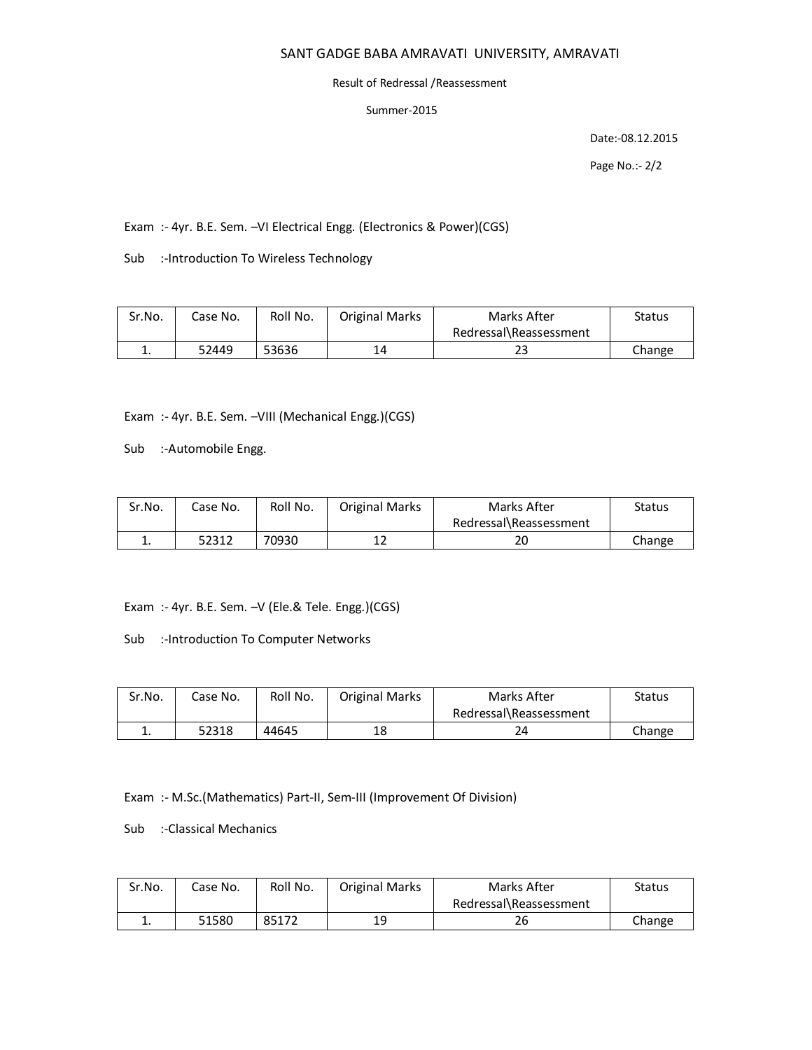# SANT GADGE BABA AMRAVATI UNIVERSITY, AMRAVATI

Result of Redressal /Reassessment

Summer-2015

Date:-08.12.2015

Page No.:- 2/2

Exam :- 4yr. B.E. Sem. –VI Electrical Engg. (Electronics & Power)(CGS)

Sub :-Introduction To Wireless Technology

| Sr.No. | Case No. | Roll No. | Original Marks | Marks After Redressal\Reassessment | Status |
|---|---|---|---|---|---|
| 1. | 52449 | 53636 | 14 | 23 | Change |

Exam :- 4yr. B.E. Sem. –VIII (Mechanical Engg.)(CGS)

Sub :-Automobile Engg.

| Sr.No. | Case No. | Roll No. | Original Marks | Marks After Redressal\Reassessment | Status |
|---|---|---|---|---|---|
| 1. | 52312 | 70930 | 12 | 20 | Change |

Exam :- 4yr. B.E. Sem. –V (Ele.& Tele. Engg.)(CGS)

Sub :-Introduction To Computer Networks

| Sr.No. | Case No. | Roll No. | Original Marks | Marks After Redressal\Reassessment | Status |
|---|---|---|---|---|---|
| 1. | 52318 | 44645 | 18 | 24 | Change |

Exam :- M.Sc.(Mathematics) Part-II, Sem-III (Improvement Of Division)

Sub :-Classical Mechanics

| Sr.No. | Case No. | Roll No. | Original Marks | Marks After Redressal\Reassessment | Status |
|---|---|---|---|---|---|
| 1. | 51580 | 85172 | 19 | 26 | Change |